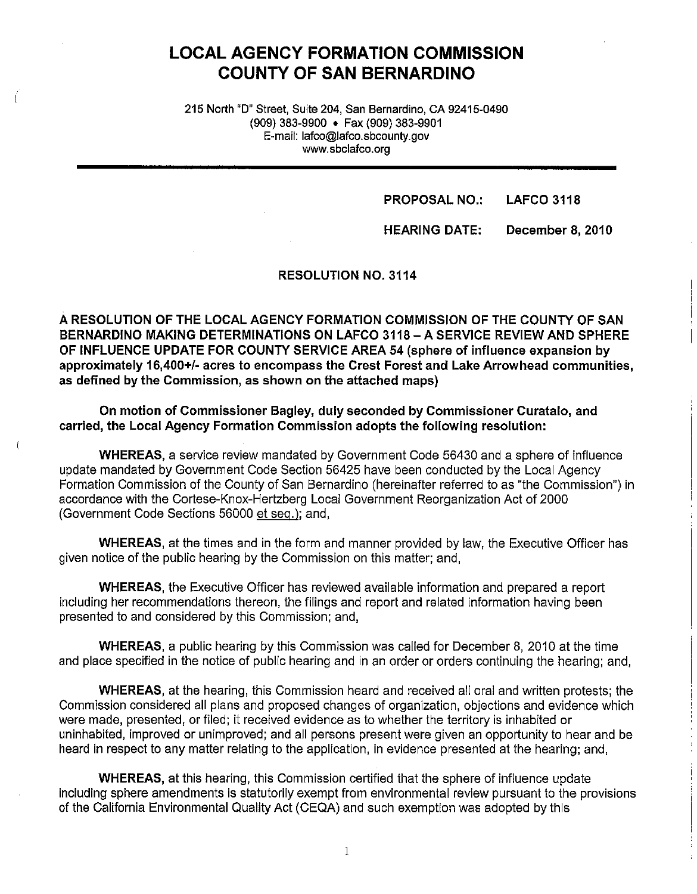# LOCAL AGENCY FORMATION COMMISSION COUNTY OF SAN BERNARDINO

215 North "D" Street, Suite 204, San Bernardino, CA 92415-0490
(909) 383-9900 • Fax (909) 383-9901
E-mail: lafco@lafco.sbcounty.gov
www.sbclafco.org

**PROPOSAL NO.: LAFCO 3118**

**HEARING DATE: December 8, 2010**

**RESOLUTION NO. 3114**

**A RESOLUTION OF THE LOCAL AGENCY FORMATION COMMISSION OF THE COUNTY OF SAN BERNARDINO MAKING DETERMINATIONS ON LAFCO 3118 – A SERVICE REVIEW AND SPHERE OF INFLUENCE UPDATE FOR COUNTY SERVICE AREA 54 (sphere of influence expansion by approximately 16,400+/- acres to encompass the Crest Forest and Lake Arrowhead communities, as defined by the Commission, as shown on the attached maps)**

**On motion of Commissioner Bagley, duly seconded by Commissioner Curatalo, and carried, the Local Agency Formation Commission adopts the following resolution:**

**WHEREAS**, a service review mandated by Government Code 56430 and a sphere of influence update mandated by Government Code Section 56425 have been conducted by the Local Agency Formation Commission of the County of San Bernardino (hereinafter referred to as "the Commission") in accordance with the Cortese-Knox-Hertzberg Local Government Reorganization Act of 2000 (Government Code Sections 56000 et seq.); and,

**WHEREAS**, at the times and in the form and manner provided by law, the Executive Officer has given notice of the public hearing by the Commission on this matter; and,

**WHEREAS**, the Executive Officer has reviewed available information and prepared a report including her recommendations thereon, the filings and report and related information having been presented to and considered by this Commission; and,

**WHEREAS**, a public hearing by this Commission was called for December 8, 2010 at the time and place specified in the notice of public hearing and in an order or orders continuing the hearing; and,

**WHEREAS**, at the hearing, this Commission heard and received all oral and written protests; the Commission considered all plans and proposed changes of organization, objections and evidence which were made, presented, or filed; it received evidence as to whether the territory is inhabited or uninhabited, improved or unimproved; and all persons present were given an opportunity to hear and be heard in respect to any matter relating to the application, in evidence presented at the hearing; and,

**WHEREAS,** at this hearing, this Commission certified that the sphere of influence update including sphere amendments is statutorily exempt from environmental review pursuant to the provisions of the California Environmental Quality Act (CEQA) and such exemption was adopted by this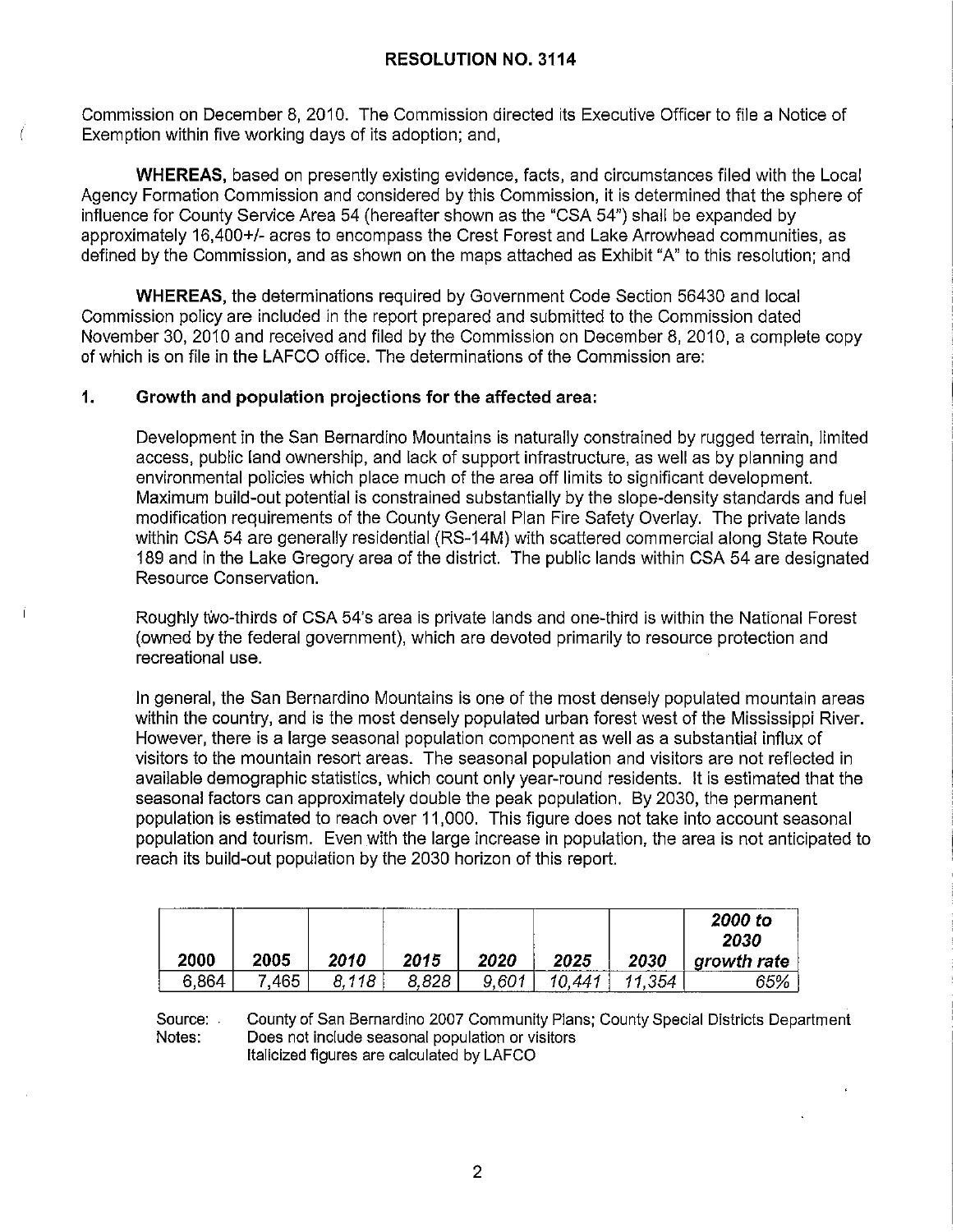## RESOLUTION NO. 3114

Commission on December 8, 2010. The Commission directed its Executive Officer to file a Notice of Exemption within five working days of its adoption; and,

**WHEREAS,** based on presently existing evidence, facts, and circumstances filed with the Local Agency Formation Commission and considered by this Commission, it is determined that the sphere of influence for County Service Area 54 (hereafter shown as the "CSA 54") shall be expanded by approximately 16,400+/- acres to encompass the Crest Forest and Lake Arrowhead communities, as defined by the Commission, and as shown on the maps attached as Exhibit "A" to this resolution; and

**WHEREAS,** the determinations required by Government Code Section 56430 and local Commission policy are included in the report prepared and submitted to the Commission dated November 30, 2010 and received and filed by the Commission on December 8, 2010, a complete copy of which is on file in the LAFCO office. The determinations of the Commission are:

### 1. Growth and population projections for the affected area:

Development in the San Bernardino Mountains is naturally constrained by rugged terrain, limited access, public land ownership, and lack of support infrastructure, as well as by planning and environmental policies which place much of the area off limits to significant development. Maximum build-out potential is constrained substantially by the slope-density standards and fuel modification requirements of the County General Plan Fire Safety Overlay. The private lands within CSA 54 are generally residential (RS-14M) with scattered commercial along State Route 189 and in the Lake Gregory area of the district. The public lands within CSA 54 are designated Resource Conservation.

Roughly two-thirds of CSA 54's area is private lands and one-third is within the National Forest (owned by the federal government), which are devoted primarily to resource protection and recreational use.

In general, the San Bernardino Mountains is one of the most densely populated mountain areas within the country, and is the most densely populated urban forest west of the Mississippi River. However, there is a large seasonal population component as well as a substantial influx of visitors to the mountain resort areas. The seasonal population and visitors are not reflected in available demographic statistics, which count only year-round residents. It is estimated that the seasonal factors can approximately double the peak population. By 2030, the permanent population is estimated to reach over 11,000. This figure does not take into account seasonal population and tourism. Even with the large increase in population, the area is not anticipated to reach its build-out population by the 2030 horizon of this report.

| **2000** | **2005** | ***2010*** | ***2015*** | ***2020*** | ***2025*** | ***2030*** | ***2000 to 2030 growth rate*** |
|---|---|---|---|---|---|---|---|
| 6,864 | 7,465 | *8,118* | *8,828* | *9,601* | *10,441* | *11,354* | *65%* |

Source: County of San Bernardino 2007 Community Plans; County Special Districts Department
Notes: Does not include seasonal population or visitors
Italicized figures are calculated by LAFCO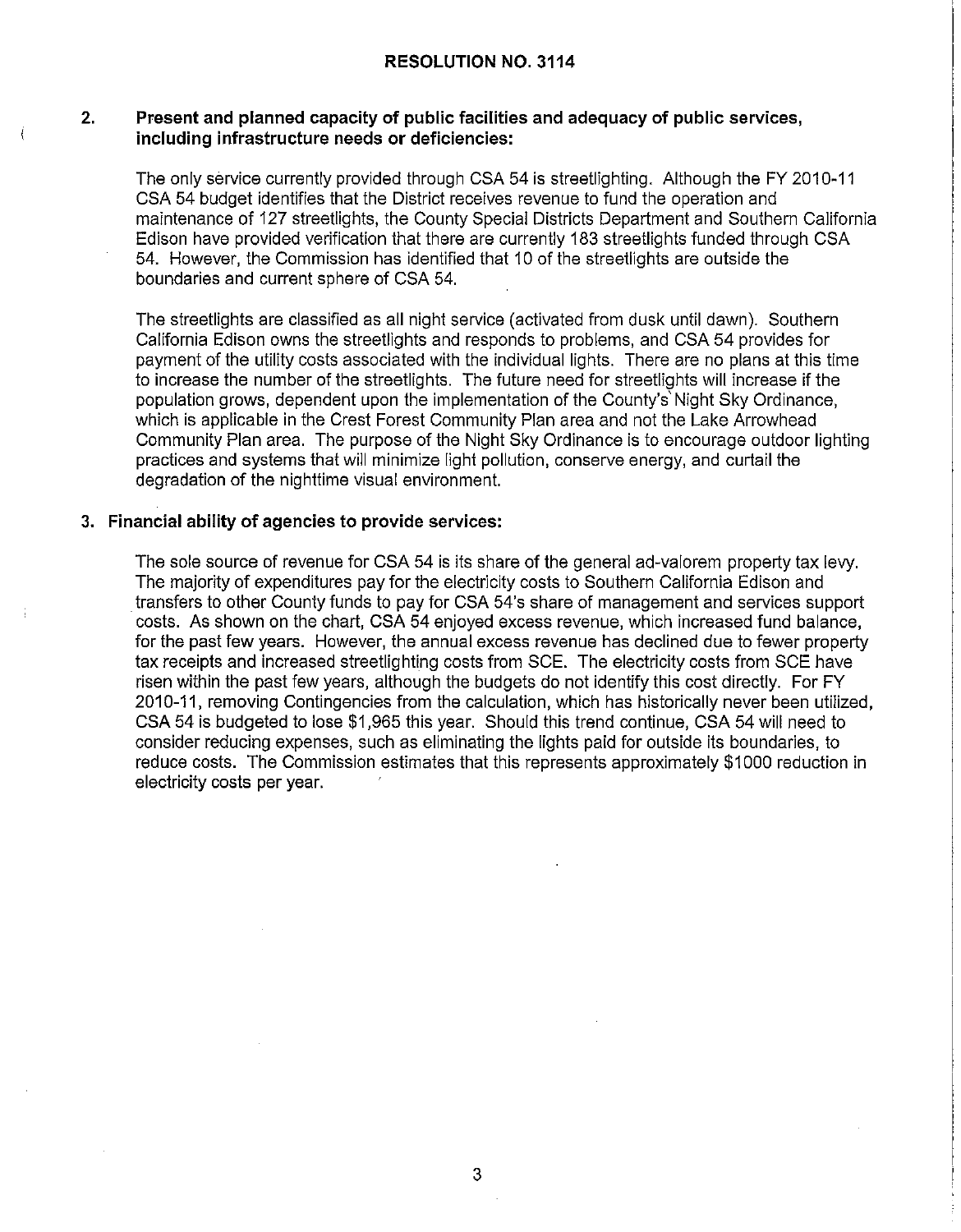**RESOLUTION NO. 3114**

**2. Present and planned capacity of public facilities and adequacy of public services, including infrastructure needs or deficiencies:**

The only service currently provided through CSA 54 is streetlighting. Although the FY 2010-11 CSA 54 budget identifies that the District receives revenue to fund the operation and maintenance of 127 streetlights, the County Special Districts Department and Southern California Edison have provided verification that there are currently 183 streetlights funded through CSA 54. However, the Commission has identified that 10 of the streetlights are outside the boundaries and current sphere of CSA 54.

The streetlights are classified as all night service (activated from dusk until dawn). Southern California Edison owns the streetlights and responds to problems, and CSA 54 provides for payment of the utility costs associated with the individual lights. There are no plans at this time to increase the number of the streetlights. The future need for streetlights will increase if the population grows, dependent upon the implementation of the County's Night Sky Ordinance, which is applicable in the Crest Forest Community Plan area and not the Lake Arrowhead Community Plan area. The purpose of the Night Sky Ordinance is to encourage outdoor lighting practices and systems that will minimize light pollution, conserve energy, and curtail the degradation of the nighttime visual environment.

**3. Financial ability of agencies to provide services:**

The sole source of revenue for CSA 54 is its share of the general ad-valorem property tax levy. The majority of expenditures pay for the electricity costs to Southern California Edison and transfers to other County funds to pay for CSA 54's share of management and services support costs. As shown on the chart, CSA 54 enjoyed excess revenue, which increased fund balance, for the past few years. However, the annual excess revenue has declined due to fewer property tax receipts and increased streetlighting costs from SCE. The electricity costs from SCE have risen within the past few years, although the budgets do not identify this cost directly. For FY 2010-11, removing Contingencies from the calculation, which has historically never been utilized, CSA 54 is budgeted to lose $1,965 this year. Should this trend continue, CSA 54 will need to consider reducing expenses, such as eliminating the lights paid for outside its boundaries, to reduce costs. The Commission estimates that this represents approximately $1000 reduction in electricity costs per year.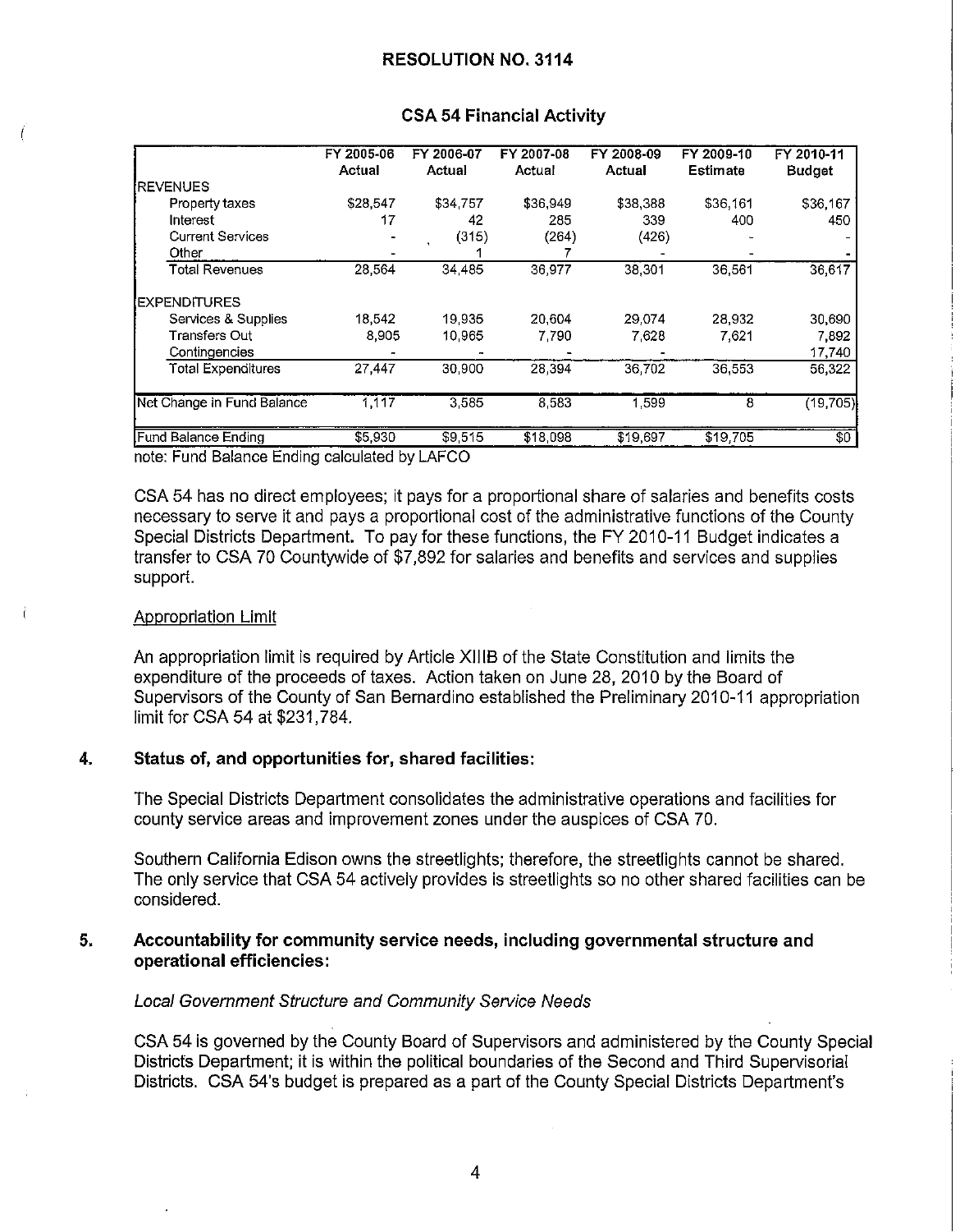## RESOLUTION NO. 3114

### CSA 54 Financial Activity

| | FY 2005-06 Actual | FY 2006-07 Actual | FY 2007-08 Actual | FY 2008-09 Actual | FY 2009-10 Estimate | FY 2010-11 Budget |
|---|---|---|---|---|---|---|
| REVENUES | | | | | | |
| Property taxes | $28,547 | $34,757 | $36,949 | $38,388 | $36,161 | $36,167 |
| Interest | 17 | 42 | 285 | 339 | 400 | 450 |
| Current Services | - | (315) | (264) | (426) | - | - |
| Other | - | 1 | 7 | - | - | - |
| Total Revenues | 28,564 | 34,485 | 36,977 | 38,301 | 36,561 | 36,617 |
| EXPENDITURES | | | | | | |
| Services & Supplies | 18,542 | 19,935 | 20,604 | 29,074 | 28,932 | 30,690 |
| Transfers Out | 8,905 | 10,965 | 7,790 | 7,628 | 7,621 | 7,892 |
| Contingencies | - | - | - | - | | 17,740 |
| Total Expenditures | 27,447 | 30,900 | 28,394 | 36,702 | 36,553 | 56,322 |
| Net Change in Fund Balance | 1,117 | 3,585 | 8,583 | 1,599 | 8 | (19,705) |
| Fund Balance Ending | $5,930 | $9,515 | $18,098 | $19,697 | $19,705 | $0 |

note: Fund Balance Ending calculated by LAFCO

CSA 54 has no direct employees; it pays for a proportional share of salaries and benefits costs necessary to serve it and pays a proportional cost of the administrative functions of the County Special Districts Department. To pay for these functions, the FY 2010-11 Budget indicates a transfer to CSA 70 Countywide of $7,892 for salaries and benefits and services and supplies support.

Appropriation Limit

An appropriation limit is required by Article XIIIB of the State Constitution and limits the expenditure of the proceeds of taxes. Action taken on June 28, 2010 by the Board of Supervisors of the County of San Bernardino established the Preliminary 2010-11 appropriation limit for CSA 54 at $231,784.

**4. Status of, and opportunities for, shared facilities:**

The Special Districts Department consolidates the administrative operations and facilities for county service areas and improvement zones under the auspices of CSA 70.

Southern California Edison owns the streetlights; therefore, the streetlights cannot be shared. The only service that CSA 54 actively provides is streetlights so no other shared facilities can be considered.

**5. Accountability for community service needs, including governmental structure and operational efficiencies:**

*Local Government Structure and Community Service Needs*

CSA 54 is governed by the County Board of Supervisors and administered by the County Special Districts Department; it is within the political boundaries of the Second and Third Supervisorial Districts. CSA 54's budget is prepared as a part of the County Special Districts Department's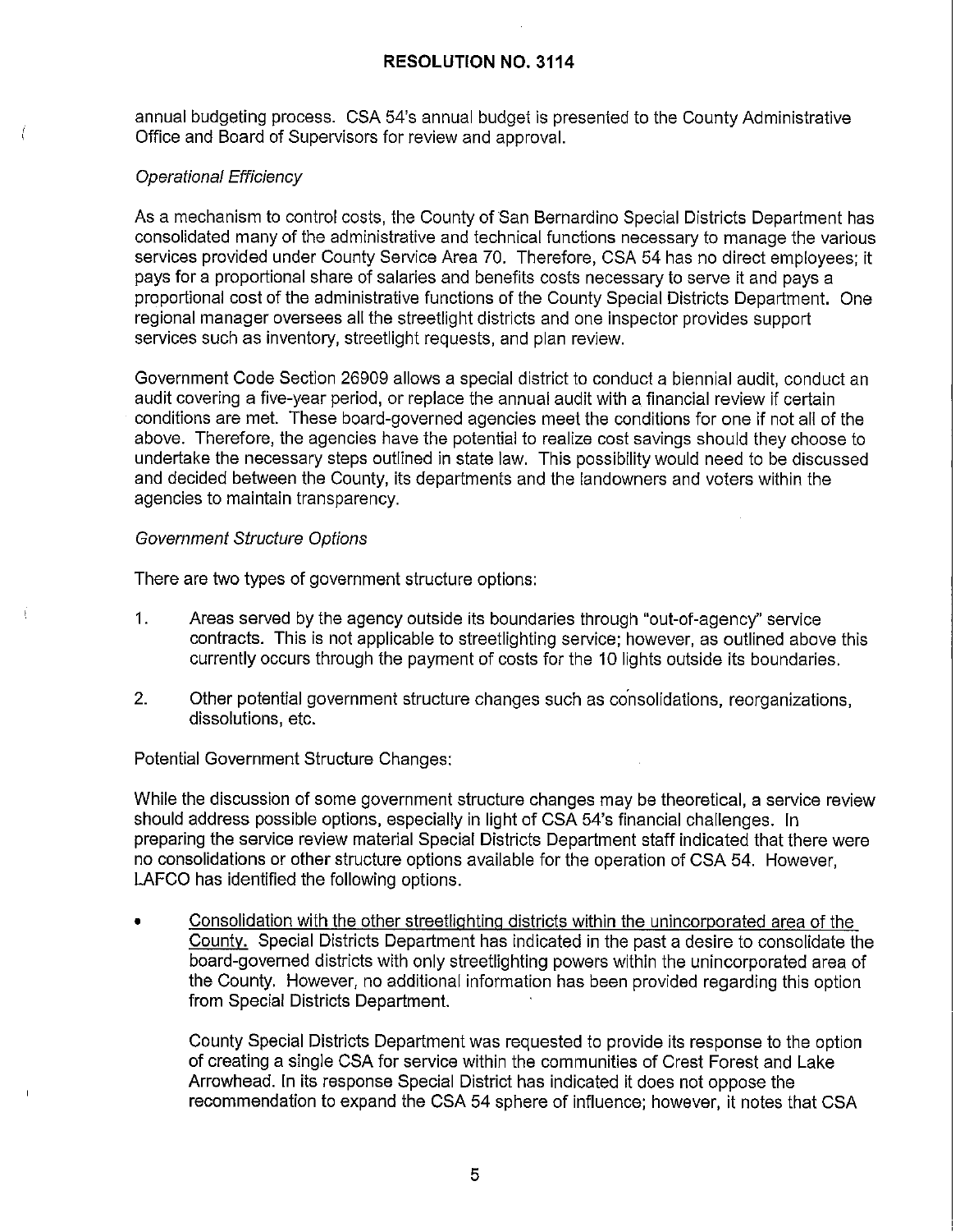annual budgeting process. CSA 54's annual budget is presented to the County Administrative Office and Board of Supervisors for review and approval.

*Operational Efficiency*

As a mechanism to control costs, the County of San Bernardino Special Districts Department has consolidated many of the administrative and technical functions necessary to manage the various services provided under County Service Area 70. Therefore, CSA 54 has no direct employees; it pays for a proportional share of salaries and benefits costs necessary to serve it and pays a proportional cost of the administrative functions of the County Special Districts Department. One regional manager oversees all the streetlight districts and one inspector provides support services such as inventory, streetlight requests, and plan review.

Government Code Section 26909 allows a special district to conduct a biennial audit, conduct an audit covering a five-year period, or replace the annual audit with a financial review if certain conditions are met. These board-governed agencies meet the conditions for one if not all of the above. Therefore, the agencies have the potential to realize cost savings should they choose to undertake the necessary steps outlined in state law. This possibility would need to be discussed and decided between the County, its departments and the landowners and voters within the agencies to maintain transparency.

*Government Structure Options*

There are two types of government structure options:

1. Areas served by the agency outside its boundaries through "out-of-agency" service contracts. This is not applicable to streetlighting service; however, as outlined above this currently occurs through the payment of costs for the 10 lights outside its boundaries.

2. Other potential government structure changes such as consolidations, reorganizations, dissolutions, etc.

Potential Government Structure Changes:

While the discussion of some government structure changes may be theoretical, a service review should address possible options, especially in light of CSA 54's financial challenges. In preparing the service review material Special Districts Department staff indicated that there were no consolidations or other structure options available for the operation of CSA 54. However, LAFCO has identified the following options.

- <u>Consolidation with the other streetlighting districts within the unincorporated area of the County.</u> Special Districts Department has indicated in the past a desire to consolidate the board-governed districts with only streetlighting powers within the unincorporated area of the County. However, no additional information has been provided regarding this option from Special Districts Department.

  County Special Districts Department was requested to provide its response to the option of creating a single CSA for service within the communities of Crest Forest and Lake Arrowhead. In its response Special District has indicated it does not oppose the recommendation to expand the CSA 54 sphere of influence; however, it notes that CSA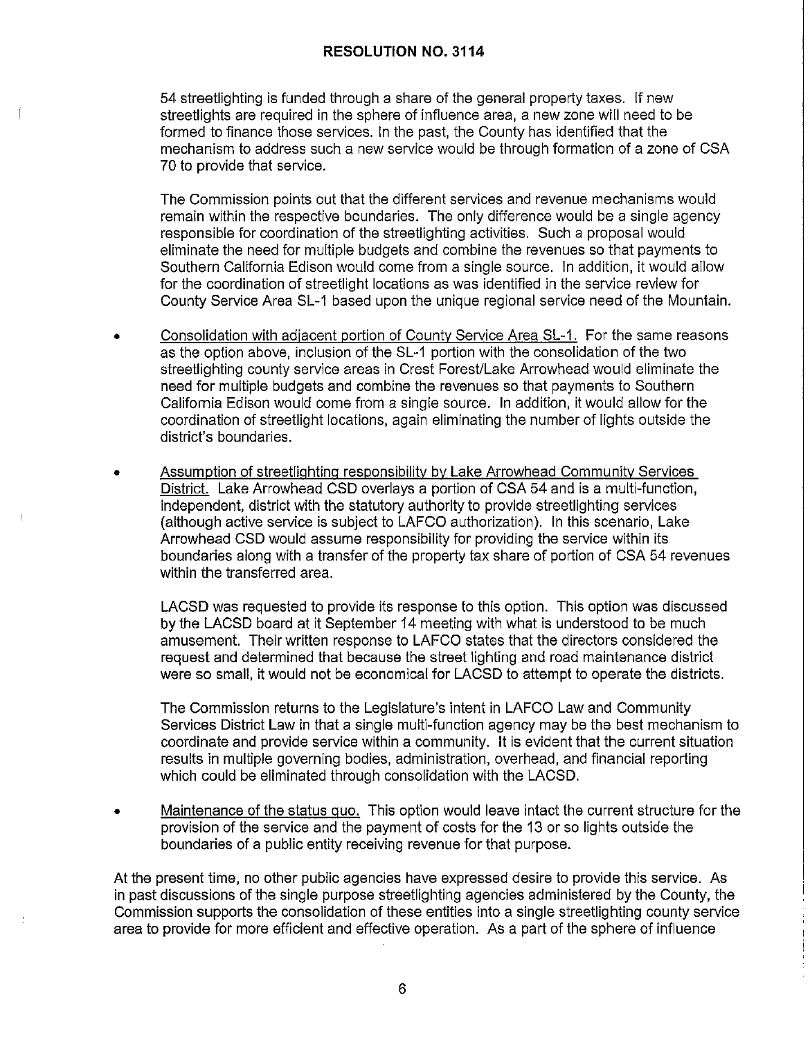54 streetlighting is funded through a share of the general property taxes. If new streetlights are required in the sphere of influence area, a new zone will need to be formed to finance those services. In the past, the County has identified that the mechanism to address such a new service would be through formation of a zone of CSA 70 to provide that service.

The Commission points out that the different services and revenue mechanisms would remain within the respective boundaries. The only difference would be a single agency responsible for coordination of the streetlighting activities. Such a proposal would eliminate the need for multiple budgets and combine the revenues so that payments to Southern California Edison would come from a single source. In addition, it would allow for the coordination of streetlight locations as was identified in the service review for County Service Area SL-1 based upon the unique regional service need of the Mountain.

- Consolidation with adjacent portion of County Service Area SL-1. For the same reasons as the option above, inclusion of the SL-1 portion with the consolidation of the two streetlighting county service areas in Crest Forest/Lake Arrowhead would eliminate the need for multiple budgets and combine the revenues so that payments to Southern California Edison would come from a single source. In addition, it would allow for the coordination of streetlight locations, again eliminating the number of lights outside the district's boundaries.

- Assumption of streetlighting responsibility by Lake Arrowhead Community Services District. Lake Arrowhead CSD overlays a portion of CSA 54 and is a multi-function, independent, district with the statutory authority to provide streetlighting services (although active service is subject to LAFCO authorization). In this scenario, Lake Arrowhead CSD would assume responsibility for providing the service within its boundaries along with a transfer of the property tax share of portion of CSA 54 revenues within the transferred area.

  LACSD was requested to provide its response to this option. This option was discussed by the LACSD board at it September 14 meeting with what is understood to be much amusement. Their written response to LAFCO states that the directors considered the request and determined that because the street lighting and road maintenance district were so small, it would not be economical for LACSD to attempt to operate the districts.

  The Commission returns to the Legislature's intent in LAFCO Law and Community Services District Law in that a single multi-function agency may be the best mechanism to coordinate and provide service within a community. It is evident that the current situation results in multiple governing bodies, administration, overhead, and financial reporting which could be eliminated through consolidation with the LACSD.

- Maintenance of the status quo. This option would leave intact the current structure for the provision of the service and the payment of costs for the 13 or so lights outside the boundaries of a public entity receiving revenue for that purpose.

At the present time, no other public agencies have expressed desire to provide this service. As in past discussions of the single purpose streetlighting agencies administered by the County, the Commission supports the consolidation of these entities into a single streetlighting county service area to provide for more efficient and effective operation. As a part of the sphere of influence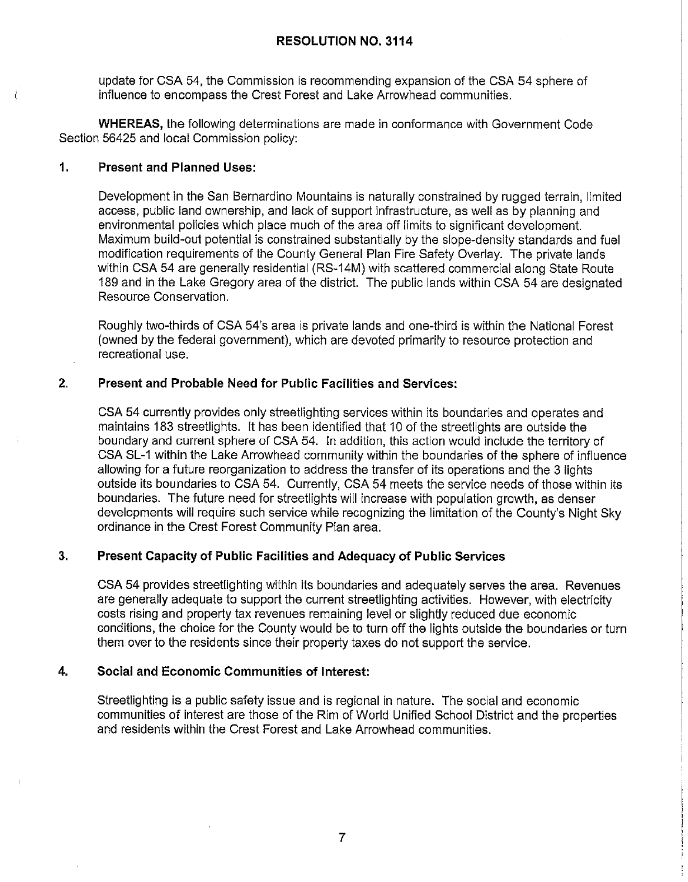# RESOLUTION NO. 3114

update for CSA 54, the Commission is recommending expansion of the CSA 54 sphere of influence to encompass the Crest Forest and Lake Arrowhead communities.

**WHEREAS,** the following determinations are made in conformance with Government Code Section 56425 and local Commission policy:

**1. Present and Planned Uses:**

Development in the San Bernardino Mountains is naturally constrained by rugged terrain, limited access, public land ownership, and lack of support infrastructure, as well as by planning and environmental policies which place much of the area off limits to significant development. Maximum build-out potential is constrained substantially by the slope-density standards and fuel modification requirements of the County General Plan Fire Safety Overlay. The private lands within CSA 54 are generally residential (RS-14M) with scattered commercial along State Route 189 and in the Lake Gregory area of the district. The public lands within CSA 54 are designated Resource Conservation.

Roughly two-thirds of CSA 54's area is private lands and one-third is within the National Forest (owned by the federal government), which are devoted primarily to resource protection and recreational use.

**2. Present and Probable Need for Public Facilities and Services:**

CSA 54 currently provides only streetlighting services within its boundaries and operates and maintains 183 streetlights. It has been identified that 10 of the streetlights are outside the boundary and current sphere of CSA 54. In addition, this action would include the territory of CSA SL-1 within the Lake Arrowhead community within the boundaries of the sphere of influence allowing for a future reorganization to address the transfer of its operations and the 3 lights outside its boundaries to CSA 54. Currently, CSA 54 meets the service needs of those within its boundaries. The future need for streetlights will increase with population growth, as denser developments will require such service while recognizing the limitation of the County's Night Sky ordinance in the Crest Forest Community Plan area.

**3. Present Capacity of Public Facilities and Adequacy of Public Services**

CSA 54 provides streetlighting within its boundaries and adequately serves the area. Revenues are generally adequate to support the current streetlighting activities. However, with electricity costs rising and property tax revenues remaining level or slightly reduced due economic conditions, the choice for the County would be to turn off the lights outside the boundaries or turn them over to the residents since their property taxes do not support the service.

**4. Social and Economic Communities of Interest:**

Streetlighting is a public safety issue and is regional in nature. The social and economic communities of interest are those of the Rim of World Unified School District and the properties and residents within the Crest Forest and Lake Arrowhead communities.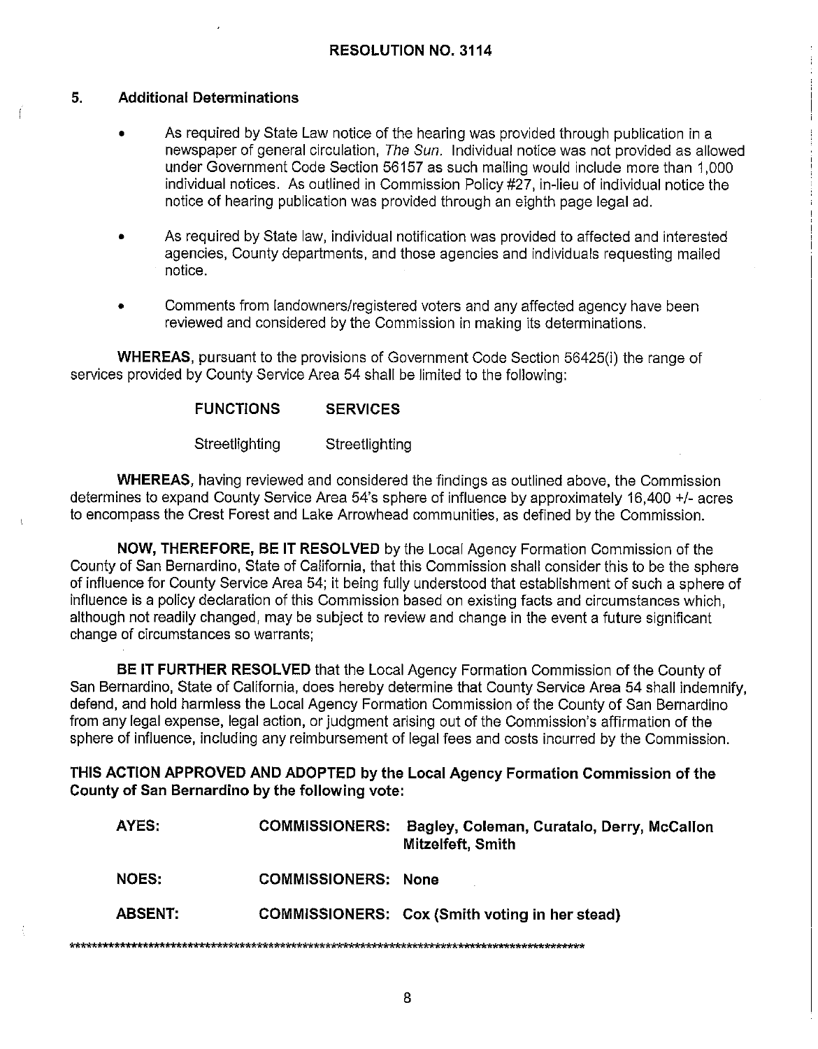**RESOLUTION NO. 3114**

**5. Additional Determinations**

- As required by State Law notice of the hearing was provided through publication in a newspaper of general circulation, *The Sun*. Individual notice was not provided as allowed under Government Code Section 56157 as such mailing would include more than 1,000 individual notices. As outlined in Commission Policy #27, in-lieu of individual notice the notice of hearing publication was provided through an eighth page legal ad.

- As required by State law, individual notification was provided to affected and interested agencies, County departments, and those agencies and individuals requesting mailed notice.

- Comments from landowners/registered voters and any affected agency have been reviewed and considered by the Commission in making its determinations.

**WHEREAS**, pursuant to the provisions of Government Code Section 56425(i) the range of services provided by County Service Area 54 shall be limited to the following:

| **FUNCTIONS** | **SERVICES** |
|---|---|
| Streetlighting | Streetlighting |

**WHEREAS**, having reviewed and considered the findings as outlined above, the Commission determines to expand County Service Area 54's sphere of influence by approximately 16,400 +/- acres to encompass the Crest Forest and Lake Arrowhead communities, as defined by the Commission.

**NOW, THEREFORE, BE IT RESOLVED** by the Local Agency Formation Commission of the County of San Bernardino, State of California, that this Commission shall consider this to be the sphere of influence for County Service Area 54; it being fully understood that establishment of such a sphere of influence is a policy declaration of this Commission based on existing facts and circumstances which, although not readily changed, may be subject to review and change in the event a future significant change of circumstances so warrants;

**BE IT FURTHER RESOLVED** that the Local Agency Formation Commission of the County of San Bernardino, State of California, does hereby determine that County Service Area 54 shall indemnify, defend, and hold harmless the Local Agency Formation Commission of the County of San Bernardino from any legal expense, legal action, or judgment arising out of the Commission's affirmation of the sphere of influence, including any reimbursement of legal fees and costs incurred by the Commission.

**THIS ACTION APPROVED AND ADOPTED by the Local Agency Formation Commission of the County of San Bernardino by the following vote:**

| | | |
|---|---|---|
| **AYES:** | **COMMISSIONERS:** | **Bagley, Coleman, Curatalo, Derry, McCallon Mitzelfeft, Smith** |
| **NOES:** | **COMMISSIONERS:** | **None** |
| **ABSENT:** | **COMMISSIONERS:** | **Cox (Smith voting in her stead)** |

*****************************************************************************************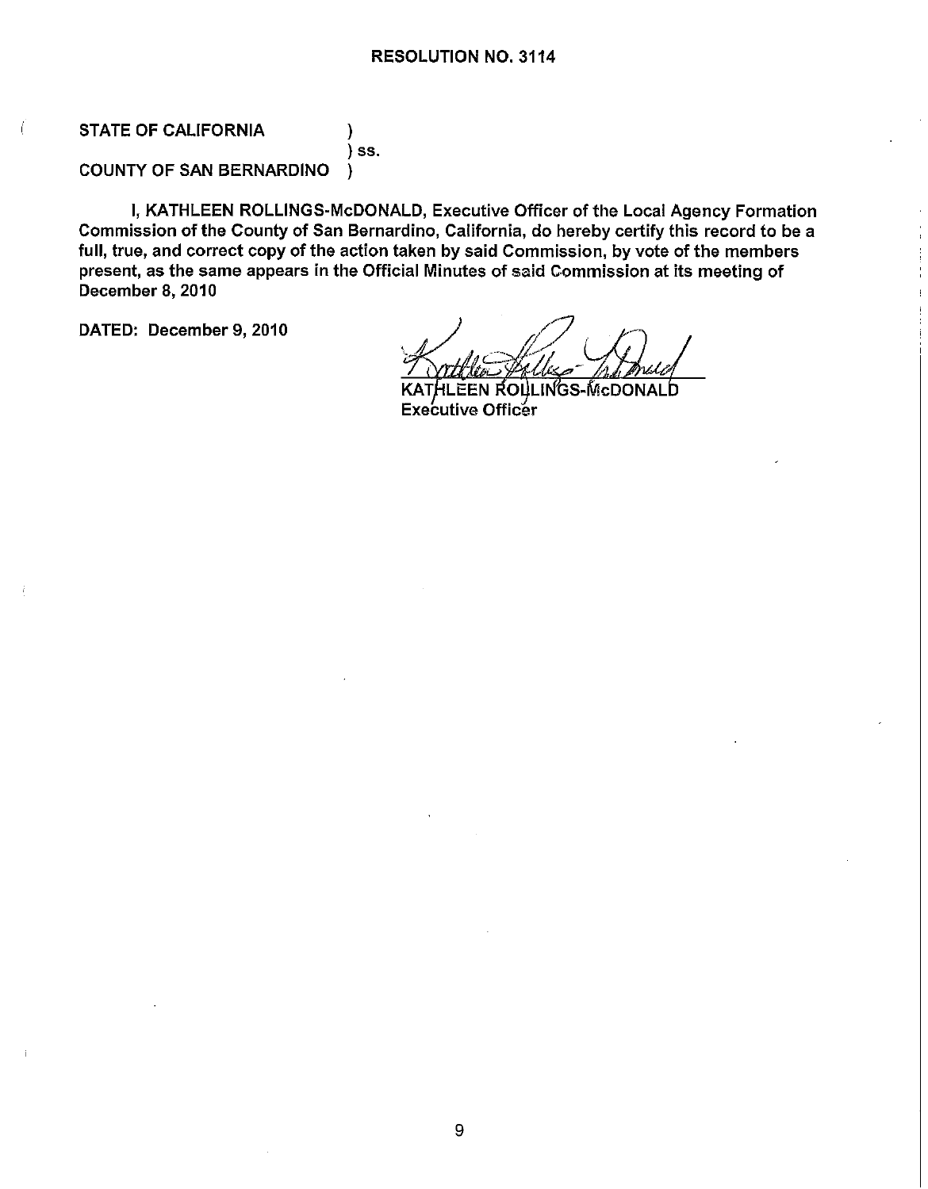**RESOLUTION NO. 3114**

STATE OF CALIFORNIA )
) ss.
COUNTY OF SAN BERNARDINO )

I, KATHLEEN ROLLINGS-McDONALD, Executive Officer of the Local Agency Formation Commission of the County of San Bernardino, California, do hereby certify this record to be a full, true, and correct copy of the action taken by said Commission, by vote of the members present, as the same appears in the Official Minutes of said Commission at its meeting of December 8, 2010

DATED: December 9, 2010

KATHLEEN ROLLINGS-McDONALD
Executive Officer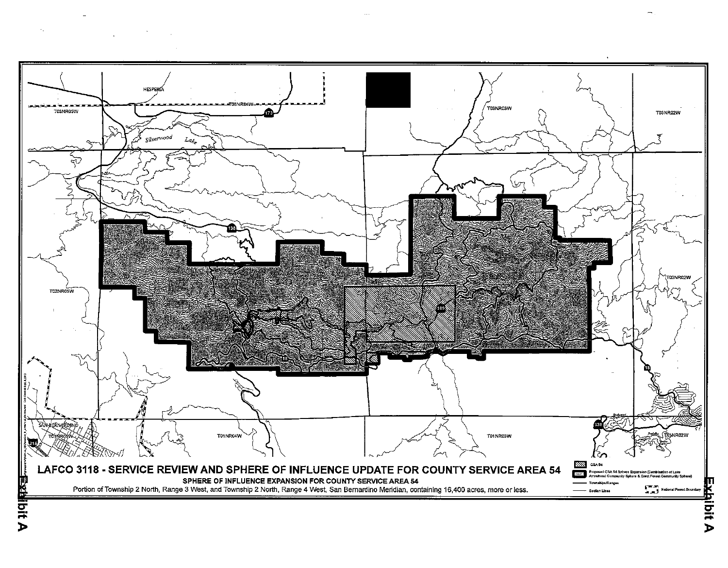HESPERIA

T03NR05W

T03NR04W

173

Silverwood Lake

T03NR03W

T03NR02W

138

T02NR05W

T02NR02W

189

18

SAN BERNARDINO

T01NR05W

215

T01NR04W

T01NR03W

330

T01NR02W

# LAFCO 3118 - SERVICE REVIEW AND SPHERE OF INFLUENCE UPDATE FOR COUNTY SERVICE AREA 54

**SPHERE OF INFLUENCE EXPANSION FOR COUNTY SERVICE AREA 54**

Portion of Township 2 North, Range 3 West, and Township 2 North, Range 4 West, San Bernardino Meridian, containing 16,400 acres, more or less.

CSA 54

Proposed CSA 54 Sphere Expansion (Combination of Lake Arrowhead Community Sphere & Crest Forest Community Sphere)

Townships/Ranges

Section Lines

National Forest Boundary

Exhibit A